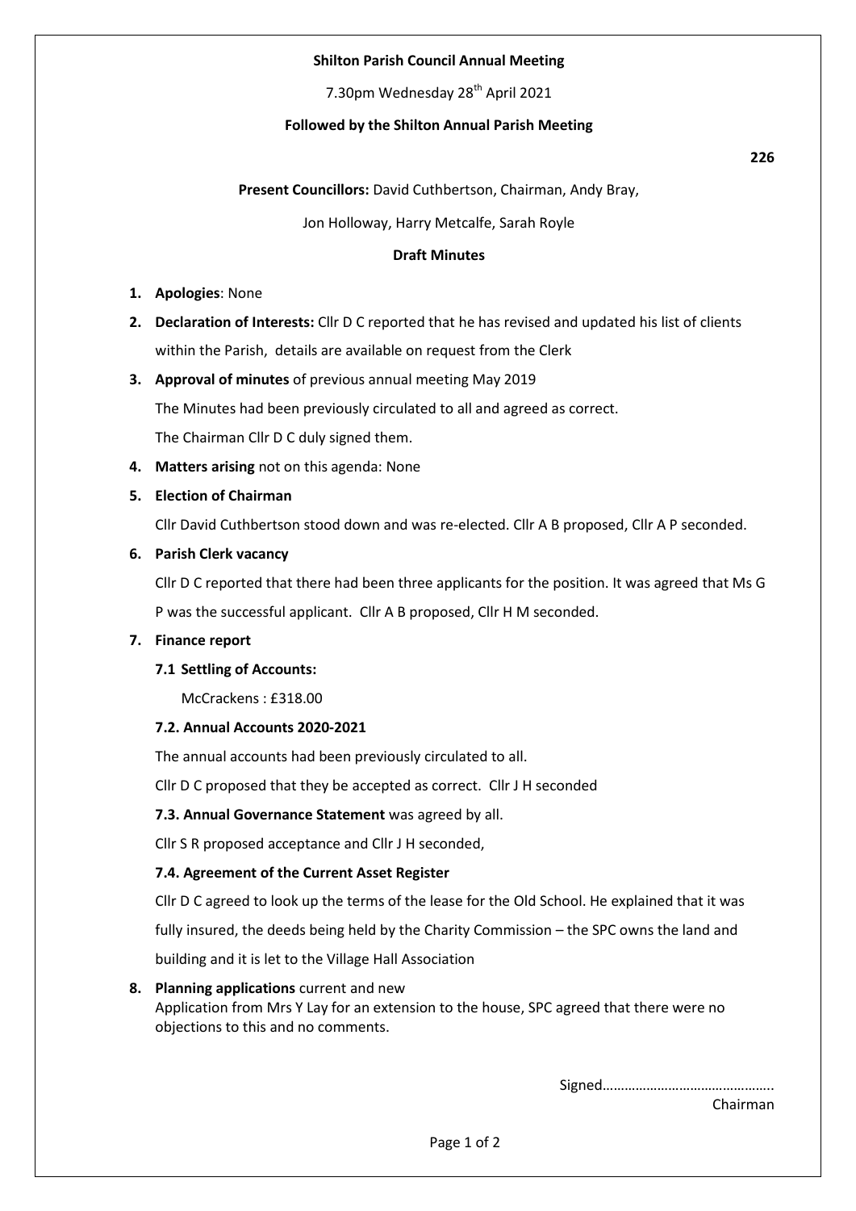**Shilton Parish Council Annual Meeting**

7.30pm Wednesday 28th April 2021

**Followed by the Shilton Annual Parish Meeting**

**226**

**Present Councillors:** David Cuthbertson, Chairman, Andy Bray,

Jon Holloway, Harry Metcalfe, Sarah Royle

**Draft Minutes**

1. **Apologies**: None
2. **Declaration of Interests:** Cllr D C reported that he has revised and updated his list of clients within the Parish, details are available on request from the Clerk
3. **Approval of minutes** of previous annual meeting May 2019

   The Minutes had been previously circulated to all and agreed as correct.

   The Chairman Cllr D C duly signed them.
4. **Matters arising** not on this agenda: None
5. **Election of Chairman**

   Cllr David Cuthbertson stood down and was re-elected. Cllr A B proposed, Cllr A P seconded.
6. **Parish Clerk vacancy**

   Cllr D C reported that there had been three applicants for the position. It was agreed that Ms G P was the successful applicant. Cllr A B proposed, Cllr H M seconded.
7. **Finance report**

   **7.1 Settling of Accounts:**

   McCrackens : £318.00

   **7.2. Annual Accounts 2020-2021**

   The annual accounts had been previously circulated to all.

   Cllr D C proposed that they be accepted as correct. Cllr J H seconded

   **7.3. Annual Governance Statement** was agreed by all.

   Cllr S R proposed acceptance and Cllr J H seconded,

   **7.4. Agreement of the Current Asset Register**

   Cllr D C agreed to look up the terms of the lease for the Old School. He explained that it was fully insured, the deeds being held by the Charity Commission – the SPC owns the land and building and it is let to the Village Hall Association
8. **Planning applications** current and new

   Application from Mrs Y Lay for an extension to the house, SPC agreed that there were no objections to this and no comments.

Signed……………………………………….
Chairman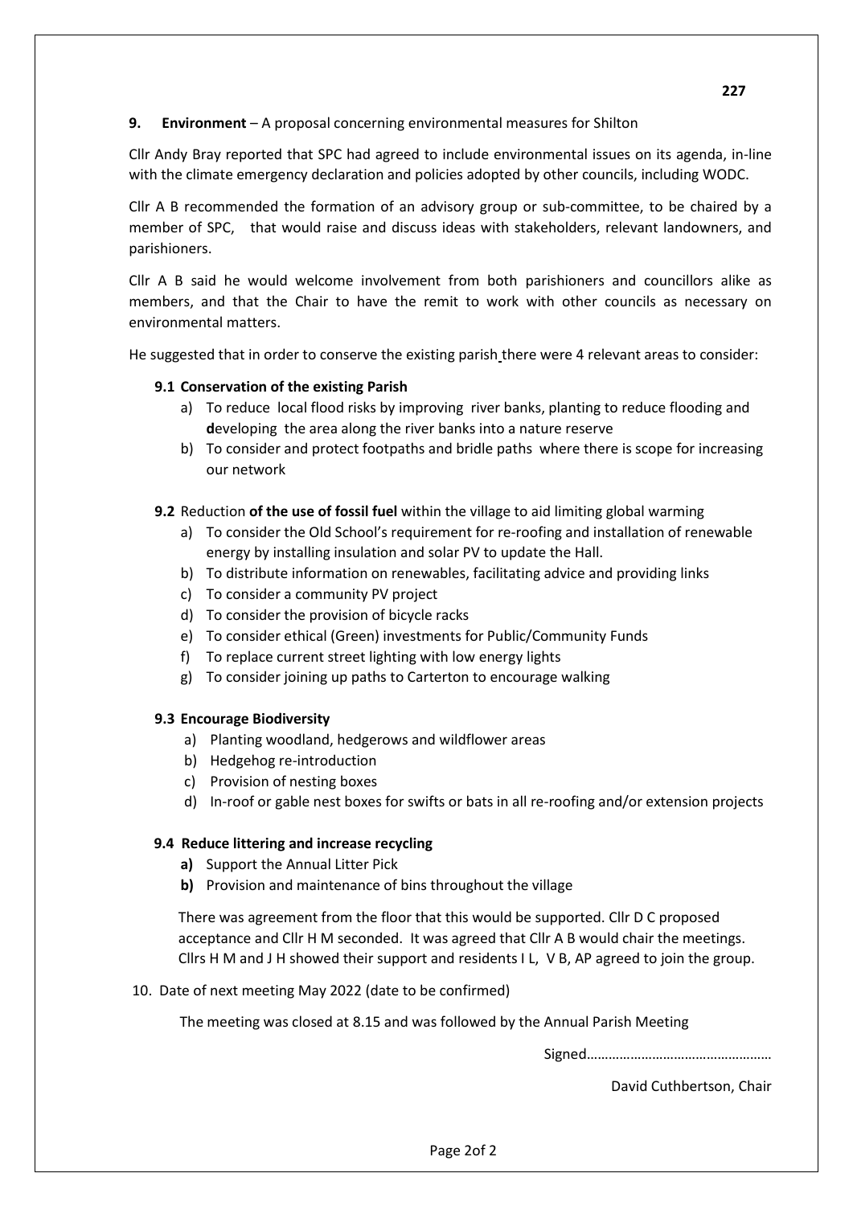**9. Environment** – A proposal concerning environmental measures for Shilton

Cllr Andy Bray reported that SPC had agreed to include environmental issues on its agenda, in-line with the climate emergency declaration and policies adopted by other councils, including WODC.

Cllr A B recommended the formation of an advisory group or sub-committee, to be chaired by a member of SPC, that would raise and discuss ideas with stakeholders, relevant landowners, and parishioners.

Cllr A B said he would welcome involvement from both parishioners and councillors alike as members, and that the Chair to have the remit to work with other councils as necessary on environmental matters.

He suggested that in order to conserve the existing parish there were 4 relevant areas to consider:

**9.1 Conservation of the existing Parish**

a) To reduce local flood risks by improving river banks, planting to reduce flooding and **d**eveloping the area along the river banks into a nature reserve
b) To consider and protect footpaths and bridle paths where there is scope for increasing our network

**9.2** Reduction **of the use of fossil fuel** within the village to aid limiting global warming

a) To consider the Old School's requirement for re-roofing and installation of renewable energy by installing insulation and solar PV to update the Hall.
b) To distribute information on renewables, facilitating advice and providing links
c) To consider a community PV project
d) To consider the provision of bicycle racks
e) To consider ethical (Green) investments for Public/Community Funds
f) To replace current street lighting with low energy lights
g) To consider joining up paths to Carterton to encourage walking

**9.3 Encourage Biodiversity**

a) Planting woodland, hedgerows and wildflower areas
b) Hedgehog re-introduction
c) Provision of nesting boxes
d) In-roof or gable nest boxes for swifts or bats in all re-roofing and/or extension projects

**9.4 Reduce littering and increase recycling**

**a)** Support the Annual Litter Pick
**b)** Provision and maintenance of bins throughout the village

There was agreement from the floor that this would be supported. Cllr D C proposed acceptance and Cllr H M seconded. It was agreed that Cllr A B would chair the meetings. Cllrs H M and J H showed their support and residents I L, V B, AP agreed to join the group.

10. Date of next meeting May 2022 (date to be confirmed)

The meeting was closed at 8.15 and was followed by the Annual Parish Meeting

Signed……………………………………………

David Cuthbertson, Chair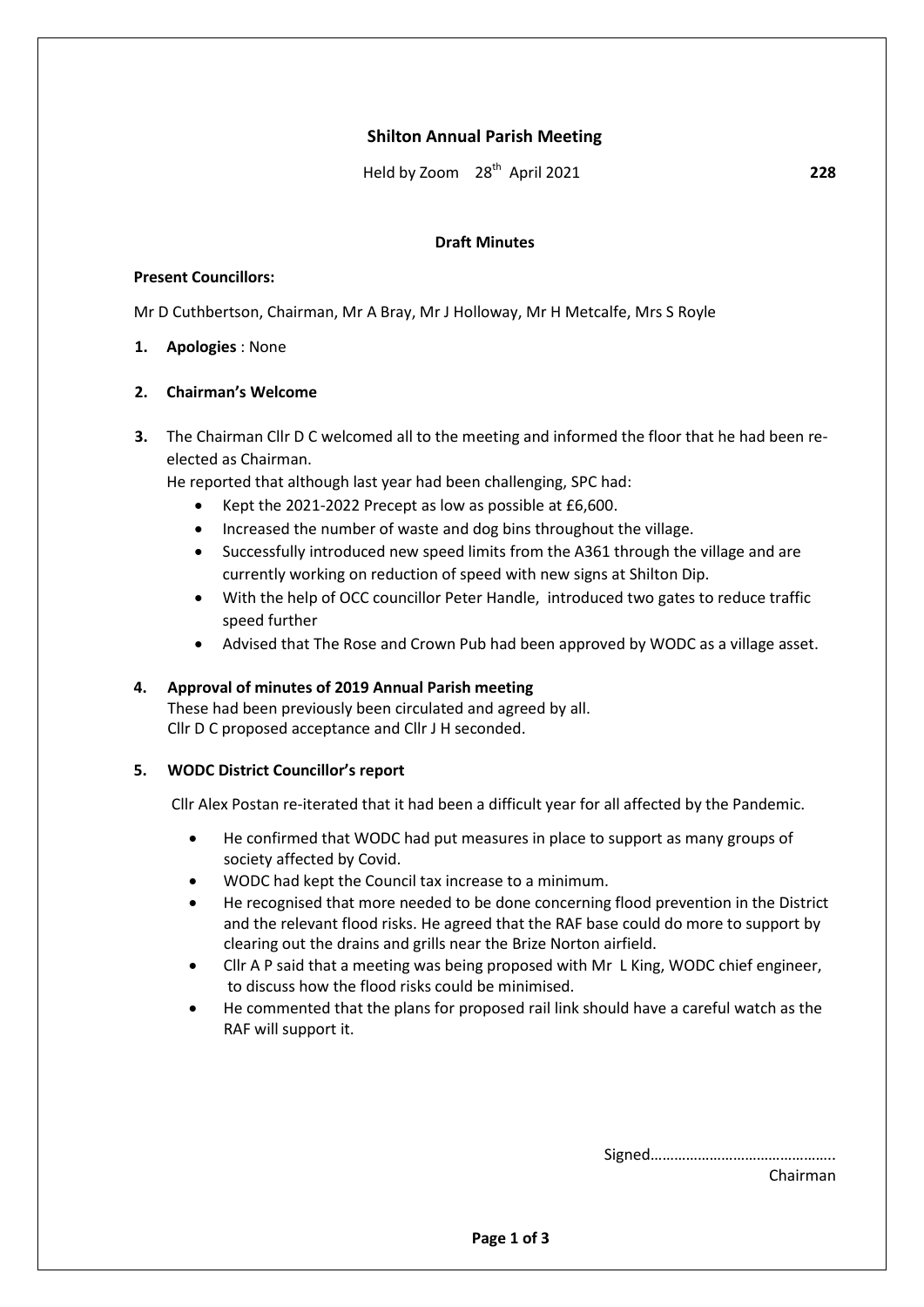## Shilton Annual Parish Meeting

Held by Zoom 28th April 2021 **228**

**Draft Minutes**

**Present Councillors:**

Mr D Cuthbertson, Chairman, Mr A Bray, Mr J Holloway, Mr H Metcalfe, Mrs S Royle

1. **Apologies** : None

2. **Chairman's Welcome**

3. The Chairman Cllr D C welcomed all to the meeting and informed the floor that he had been re-elected as Chairman.
   He reported that although last year had been challenging, SPC had:
   - Kept the 2021-2022 Precept as low as possible at £6,600.
   - Increased the number of waste and dog bins throughout the village.
   - Successfully introduced new speed limits from the A361 through the village and are currently working on reduction of speed with new signs at Shilton Dip.
   - With the help of OCC councillor Peter Handle, introduced two gates to reduce traffic speed further
   - Advised that The Rose and Crown Pub had been approved by WODC as a village asset.

4. **Approval of minutes of 2019 Annual Parish meeting**
   These had been previously been circulated and agreed by all.
   Cllr D C proposed acceptance and Cllr J H seconded.

5. **WODC District Councillor's report**

   Cllr Alex Postan re-iterated that it had been a difficult year for all affected by the Pandemic.

   - He confirmed that WODC had put measures in place to support as many groups of society affected by Covid.
   - WODC had kept the Council tax increase to a minimum.
   - He recognised that more needed to be done concerning flood prevention in the District and the relevant flood risks. He agreed that the RAF base could do more to support by clearing out the drains and grills near the Brize Norton airfield.
   - Cllr A P said that a meeting was being proposed with Mr L King, WODC chief engineer, to discuss how the flood risks could be minimised.
   - He commented that the plans for proposed rail link should have a careful watch as the RAF will support it.

Signed………………………………………..
Chairman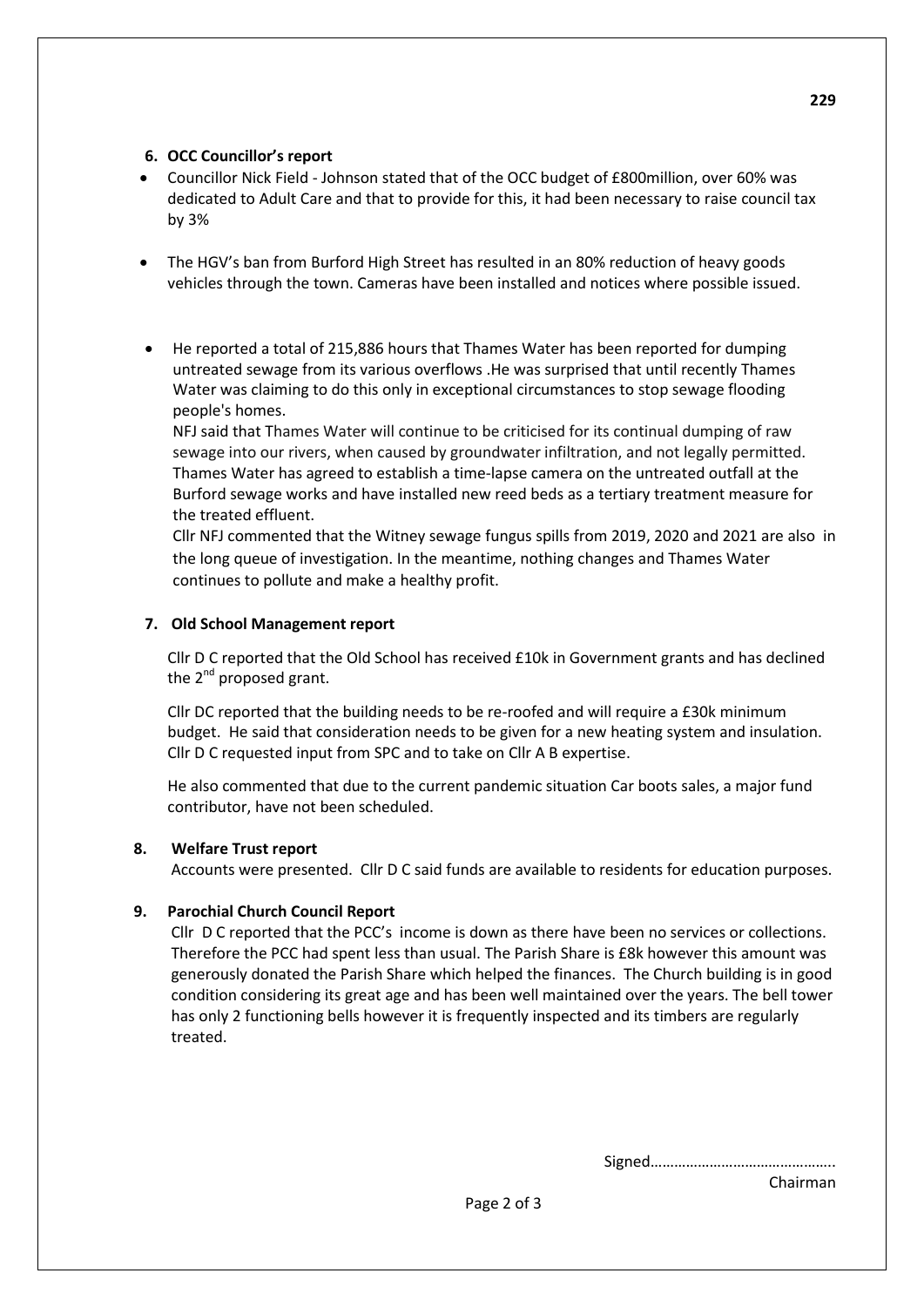## 6. OCC Councillor's report

- Councillor Nick Field - Johnson stated that of the OCC budget of £800million, over 60% was dedicated to Adult Care and that to provide for this, it had been necessary to raise council tax by 3%
- The HGV's ban from Burford High Street has resulted in an 80% reduction of heavy goods vehicles through the town. Cameras have been installed and notices where possible issued.
- He reported a total of 215,886 hours that Thames Water has been reported for dumping untreated sewage from its various overflows .He was surprised that until recently Thames Water was claiming to do this only in exceptional circumstances to stop sewage flooding people's homes.

  NFJ said that Thames Water will continue to be criticised for its continual dumping of raw sewage into our rivers, when caused by groundwater infiltration, and not legally permitted. Thames Water has agreed to establish a time-lapse camera on the untreated outfall at the Burford sewage works and have installed new reed beds as a tertiary treatment measure for the treated effluent.

  Cllr NFJ commented that the Witney sewage fungus spills from 2019, 2020 and 2021 are also in the long queue of investigation. In the meantime, nothing changes and Thames Water continues to pollute and make a healthy profit.

## 7. Old School Management report

Cllr D C reported that the Old School has received £10k in Government grants and has declined the 2nd proposed grant.

Cllr DC reported that the building needs to be re-roofed and will require a £30k minimum budget. He said that consideration needs to be given for a new heating system and insulation. Cllr D C requested input from SPC and to take on Cllr A B expertise.

He also commented that due to the current pandemic situation Car boots sales, a major fund contributor, have not been scheduled.

## 8. Welfare Trust report

Accounts were presented. Cllr D C said funds are available to residents for education purposes.

## 9. Parochial Church Council Report

Cllr D C reported that the PCC's income is down as there have been no services or collections. Therefore the PCC had spent less than usual. The Parish Share is £8k however this amount was generously donated the Parish Share which helped the finances. The Church building is in good condition considering its great age and has been well maintained over the years. The bell tower has only 2 functioning bells however it is frequently inspected and its timbers are regularly treated.

Signed………………………………………..
Chairman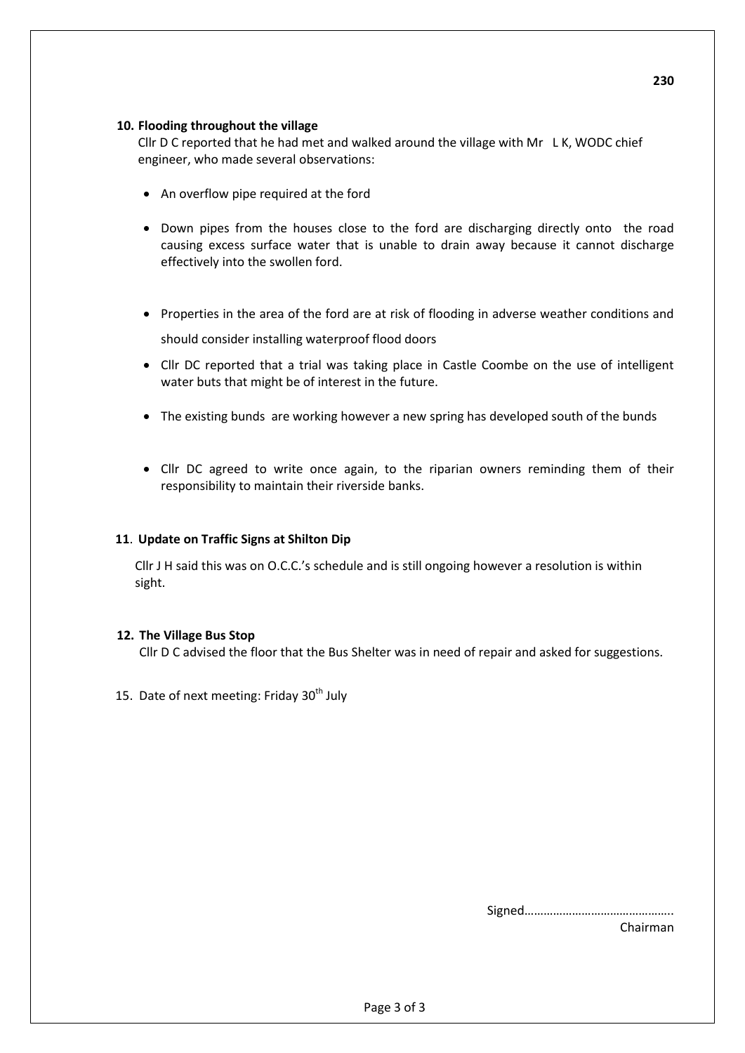**10. Flooding throughout the village**

Cllr D C reported that he had met and walked around the village with Mr L K, WODC chief engineer, who made several observations:

- An overflow pipe required at the ford
- Down pipes from the houses close to the ford are discharging directly onto the road causing excess surface water that is unable to drain away because it cannot discharge effectively into the swollen ford.
- Properties in the area of the ford are at risk of flooding in adverse weather conditions and should consider installing waterproof flood doors
- Cllr DC reported that a trial was taking place in Castle Coombe on the use of intelligent water buts that might be of interest in the future.
- The existing bunds are working however a new spring has developed south of the bunds
- Cllr DC agreed to write once again, to the riparian owners reminding them of their responsibility to maintain their riverside banks.

**11. Update on Traffic Signs at Shilton Dip**

Cllr J H said this was on O.C.C.'s schedule and is still ongoing however a resolution is within sight.

**12. The Village Bus Stop**

Cllr D C advised the floor that the Bus Shelter was in need of repair and asked for suggestions.

15. Date of next meeting: Friday 30th July

Signed……………………………………….

Chairman